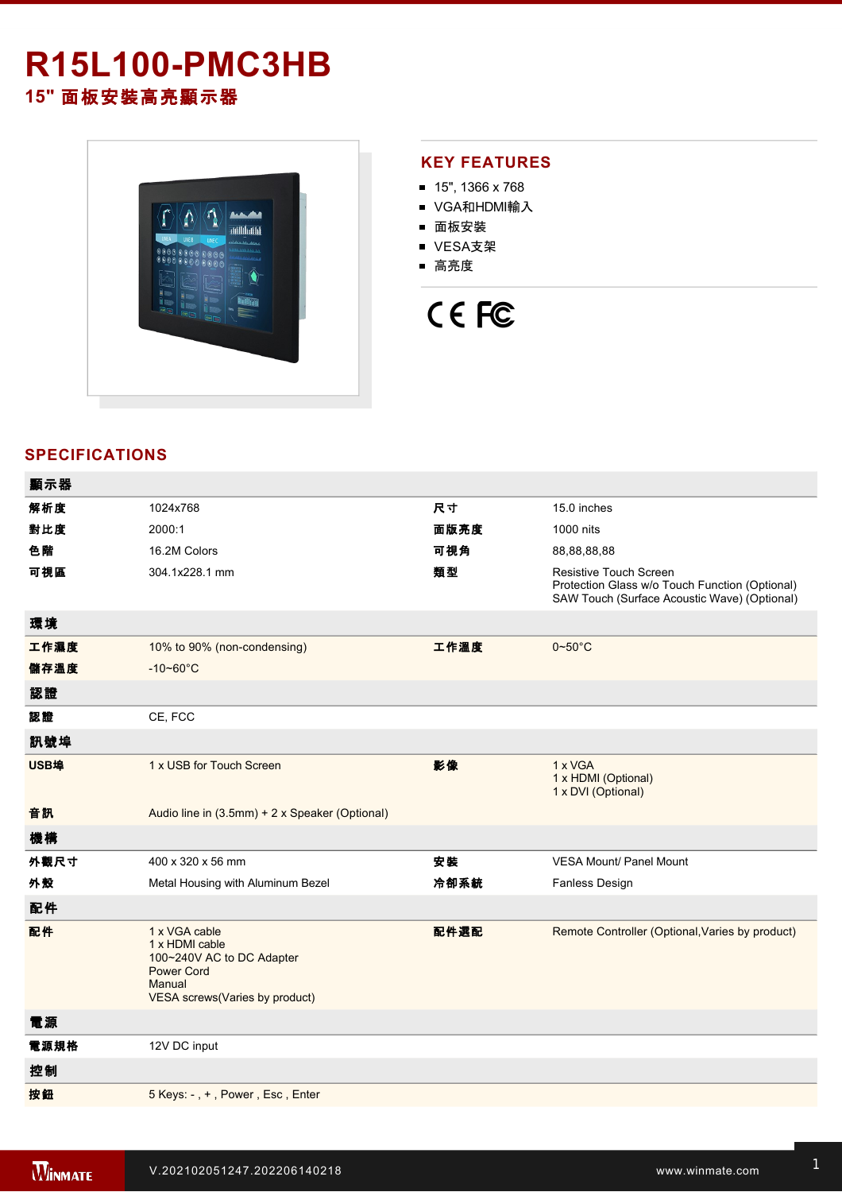# R15L100-PMC3HB

## 15" 面板安裝高亮顯示器

## KEY FEATURES

- 15", 1366 x 768
- VGA和HDMI輸入
- 面板安裝
- VESA支架
- 高亮度

CE FC

## SPECIFICATIONS

| 顯示器 | | | |
|---|---|---|---|
| 解析度 | 1024x768 | 尺寸 | 15.0 inches |
| 對比度 | 2000:1 | 面版亮度 | 1000 nits |
| 色階 | 16.2M Colors | 可視角 | 88,88,88,88 |
| 可視區 | 304.1x228.1 mm | 類型 | Resistive Touch Screen<br>Protection Glass w/o Touch Function (Optional)<br>SAW Touch (Surface Acoustic Wave) (Optional) |
| **環境** | | | |
| 工作濕度 | 10% to 90% (non-condensing) | 工作溫度 | 0~50°C |
| 儲存溫度 | -10~60°C | | |
| **認證** | | | |
| 認證 | CE, FCC | | |
| **訊號埠** | | | |
| USB埠 | 1 x USB for Touch Screen | 影像 | 1 x VGA<br>1 x HDMI (Optional)<br>1 x DVI (Optional) |
| 音訊 | Audio line in (3.5mm) + 2 x Speaker (Optional) | | |
| **機構** | | | |
| 外觀尺寸 | 400 x 320 x 56 mm | 安裝 | VESA Mount/ Panel Mount |
| 外殼 | Metal Housing with Aluminum Bezel | 冷卻系統 | Fanless Design |
| **配件** | | | |
| 配件 | 1 x VGA cable<br>1 x HDMI cable<br>100~240V AC to DC Adapter<br>Power Cord<br>Manual<br>VESA screws(Varies by product) | 配件選配 | Remote Controller (Optional,Varies by product) |
| **電源** | | | |
| 電源規格 | 12V DC input | | |
| **控制** | | | |
| 按鈕 | 5 Keys: - , + , Power , Esc , Enter | | |

V.202102051247.202206140218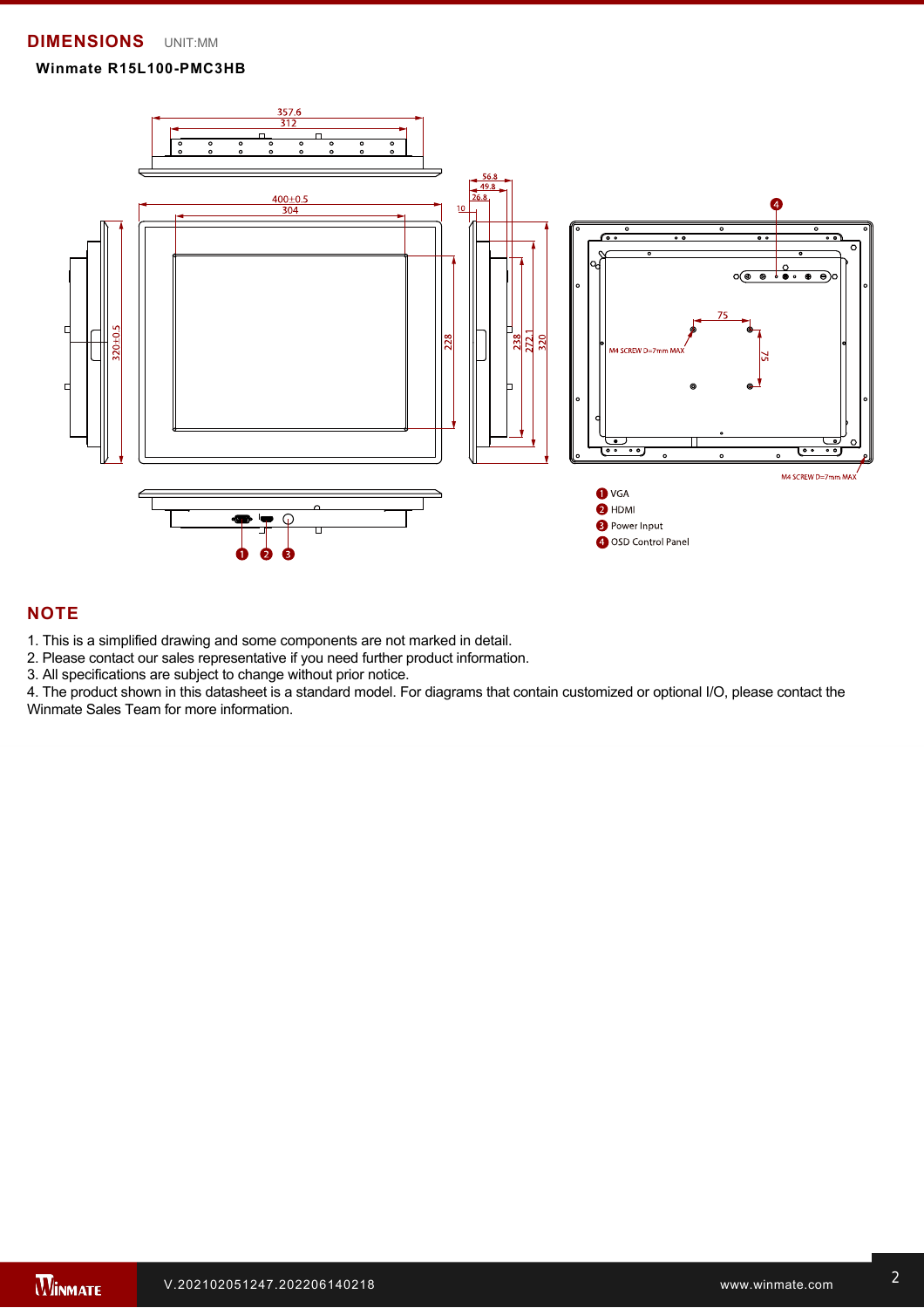## DIMENSIONS UNIT:MM

**Winmate R15L100-PMC3HB**

357.6
312
400±0.5
304
320±0.5
228
56.8
49.8
26.8
10
238
272.1
320
75
75
M4 SCREW D=7mm MAX
M4 SCREW D=7mm MAX

1. VGA
2. HDMI
3. Power Input
4. OSD Control Panel

## NOTE

1. This is a simplified drawing and some components are not marked in detail.
2. Please contact our sales representative if you need further product information.
3. All specifications are subject to change without prior notice.
4. The product shown in this datasheet is a standard model. For diagrams that contain customized or optional I/O, please contact the Winmate Sales Team for more information.